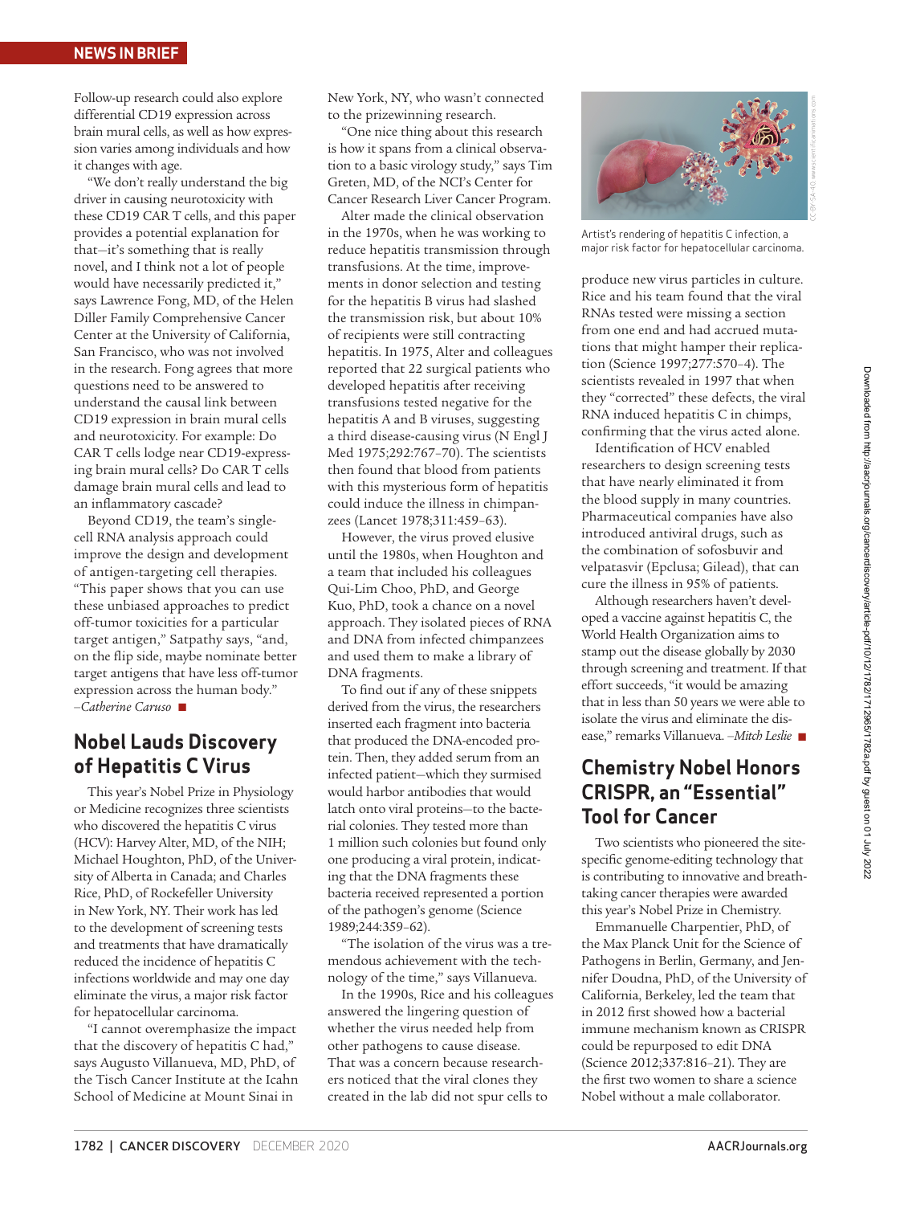Follow-up research could also explore differential CD19 expression across brain mural cells, as well as how expression varies among individuals and how it changes with age.

"We don't really understand the big driver in causing neurotoxicity with these CD19 CAR T cells, and this paper provides a potential explanation for that—it's something that is really novel, and I think not a lot of people would have necessarily predicted it," says Lawrence Fong, MD, of the Helen Diller Family Comprehensive Cancer Center at the University of California, San Francisco, who was not involved in the research. Fong agrees that more questions need to be answered to understand the causal link between CD19 expression in brain mural cells and neurotoxicity. For example: Do CAR T cells lodge near CD19-expressing brain mural cells? Do CAR T cells damage brain mural cells and lead to an inflammatory cascade?

Beyond CD19, the team's single-cell RNA analysis approach could improve the design and development of antigen-targeting cell therapies. "This paper shows that you can use these unbiased approaches to predict off-tumor toxicities for a particular target antigen," Satpathy says, "and, on the flip side, maybe nominate better target antigens that have less off-tumor expression across the human body." *–Catherine Caruso* ■

## Nobel Lauds Discovery of Hepatitis C Virus

This year's Nobel Prize in Physiology or Medicine recognizes three scientists who discovered the hepatitis C virus (HCV): Harvey Alter, MD, of the NIH; Michael Houghton, PhD, of the University of Alberta in Canada; and Charles Rice, PhD, of Rockefeller University in New York, NY. Their work has led to the development of screening tests and treatments that have dramatically reduced the incidence of hepatitis C infections worldwide and may one day eliminate the virus, a major risk factor for hepatocellular carcinoma.

"I cannot overemphasize the impact that the discovery of hepatitis C had," says Augusto Villanueva, MD, PhD, of the Tisch Cancer Institute at the Icahn School of Medicine at Mount Sinai in New York, NY, who wasn't connected to the prizewinning research.

"One nice thing about this research is how it spans from a clinical observation to a basic virology study," says Tim Greten, MD, of the NCI's Center for Cancer Research Liver Cancer Program.

Alter made the clinical observation in the 1970s, when he was working to reduce hepatitis transmission through transfusions. At the time, improvements in donor selection and testing for the hepatitis B virus had slashed the transmission risk, but about 10% of recipients were still contracting hepatitis. In 1975, Alter and colleagues reported that 22 surgical patients who developed hepatitis after receiving transfusions tested negative for the hepatitis A and B viruses, suggesting a third disease-causing virus (N Engl J Med 1975;292:767–70). The scientists then found that blood from patients with this mysterious form of hepatitis could induce the illness in chimpanzees (Lancet 1978;311:459–63).

However, the virus proved elusive until the 1980s, when Houghton and a team that included his colleagues Qui-Lim Choo, PhD, and George Kuo, PhD, took a chance on a novel approach. They isolated pieces of RNA and DNA from infected chimpanzees and used them to make a library of DNA fragments.

To find out if any of these snippets derived from the virus, the researchers inserted each fragment into bacteria that produced the DNA-encoded protein. Then, they added serum from an infected patient—which they surmised would harbor antibodies that would latch onto viral proteins—to the bacterial colonies. They tested more than 1 million such colonies but found only one producing a viral protein, indicating that the DNA fragments these bacteria received represented a portion of the pathogen's genome (Science 1989;244:359–62).

"The isolation of the virus was a tremendous achievement with the technology of the time," says Villanueva.

In the 1990s, Rice and his colleagues answered the lingering question of whether the virus needed help from other pathogens to cause disease. That was a concern because researchers noticed that the viral clones they created in the lab did not spur cells to produce new virus particles in culture. Rice and his team found that the viral RNAs tested were missing a section from one end and had accrued mutations that might hamper their replication (Science 1997;277:570–4). The scientists revealed in 1997 that when they "corrected" these defects, the viral RNA induced hepatitis C in chimps, confirming that the virus acted alone.

Artist's rendering of hepatitis C infection, a major risk factor for hepatocellular carcinoma.

Identification of HCV enabled researchers to design screening tests that have nearly eliminated it from the blood supply in many countries. Pharmaceutical companies have also introduced antiviral drugs, such as the combination of sofosbuvir and velpatasvir (Epclusa; Gilead), that can cure the illness in 95% of patients.

Although researchers haven't developed a vaccine against hepatitis C, the World Health Organization aims to stamp out the disease globally by 2030 through screening and treatment. If that effort succeeds, "it would be amazing that in less than 50 years we were able to isolate the virus and eliminate the disease," remarks Villanueva. *–Mitch Leslie* ■

## Chemistry Nobel Honors CRISPR, an "Essential" Tool for Cancer

Two scientists who pioneered the site-specific genome-editing technology that is contributing to innovative and breathtaking cancer therapies were awarded this year's Nobel Prize in Chemistry.

Emmanuelle Charpentier, PhD, of the Max Planck Unit for the Science of Pathogens in Berlin, Germany, and Jennifer Doudna, PhD, of the University of California, Berkeley, led the team that in 2012 first showed how a bacterial immune mechanism known as CRISPR could be repurposed to edit DNA (Science 2012;337:816–21). They are the first two women to share a science Nobel without a male collaborator.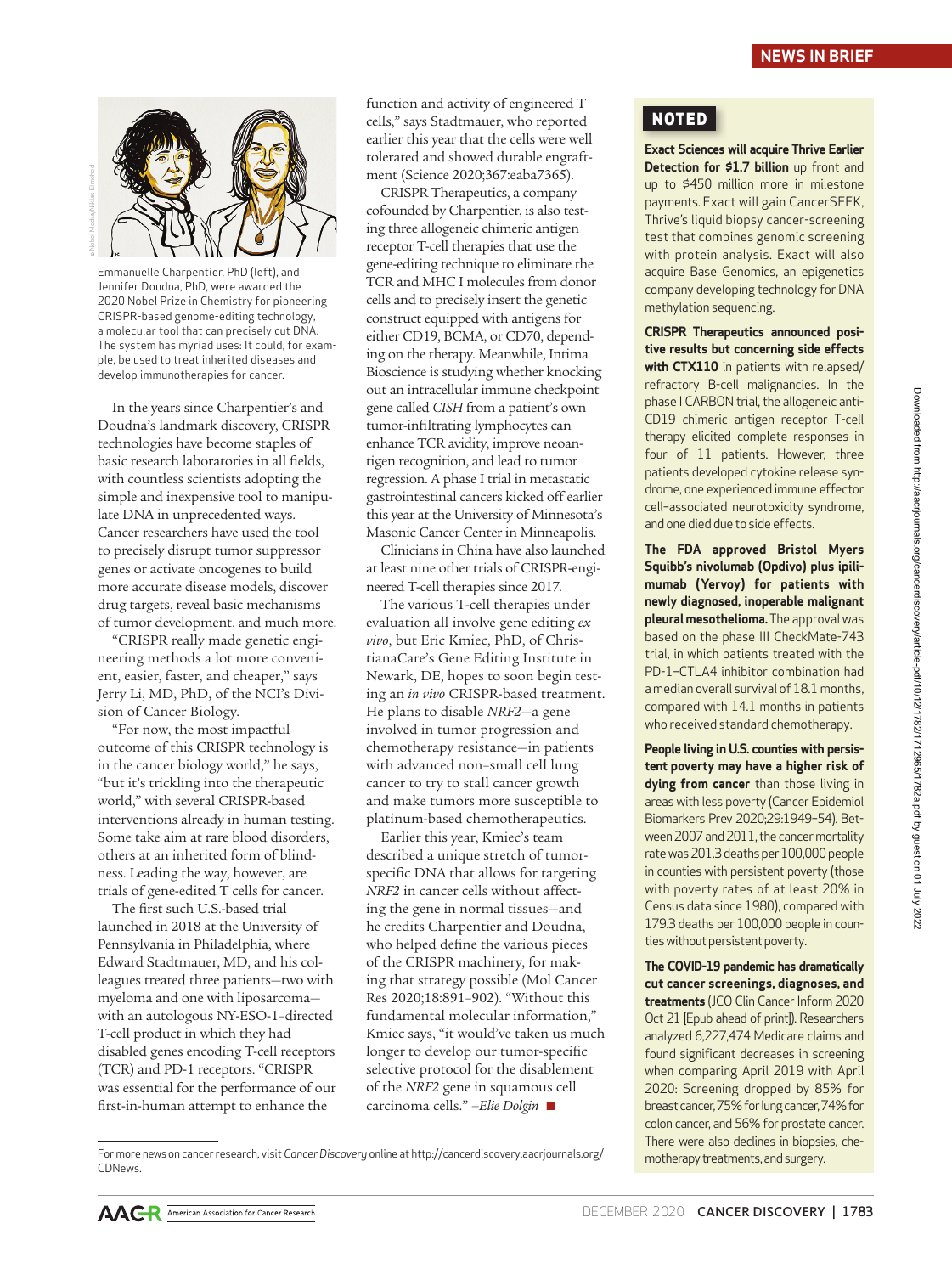Emmanuelle Charpentier, PhD (left), and Jennifer Doudna, PhD, were awarded the 2020 Nobel Prize in Chemistry for pioneering CRISPR-based genome-editing technology, a molecular tool that can precisely cut DNA. The system has myriad uses: It could, for example, be used to treat inherited diseases and develop immunotherapies for cancer.

In the years since Charpentier's and Doudna's landmark discovery, CRISPR technologies have become staples of basic research laboratories in all fields, with countless scientists adopting the simple and inexpensive tool to manipulate DNA in unprecedented ways. Cancer researchers have used the tool to precisely disrupt tumor suppressor genes or activate oncogenes to build more accurate disease models, discover drug targets, reveal basic mechanisms of tumor development, and much more.

"CRISPR really made genetic engineering methods a lot more convenient, easier, faster, and cheaper," says Jerry Li, MD, PhD, of the NCI's Division of Cancer Biology.

"For now, the most impactful outcome of this CRISPR technology is in the cancer biology world," he says, "but it's trickling into the therapeutic world," with several CRISPR-based interventions already in human testing. Some take aim at rare blood disorders, others at an inherited form of blindness. Leading the way, however, are trials of gene-edited T cells for cancer.

The first such U.S.-based trial launched in 2018 at the University of Pennsylvania in Philadelphia, where Edward Stadtmauer, MD, and his colleagues treated three patients—two with myeloma and one with liposarcoma—with an autologous NY-ESO-1–directed T-cell product in which they had disabled genes encoding T-cell receptors (TCR) and PD-1 receptors. "CRISPR was essential for the performance of our first-in-human attempt to enhance the function and activity of engineered T cells," says Stadtmauer, who reported earlier this year that the cells were well tolerated and showed durable engraftment (Science 2020;367:eaba7365).

CRISPR Therapeutics, a company cofounded by Charpentier, is also testing three allogeneic chimeric antigen receptor T-cell therapies that use the gene-editing technique to eliminate the TCR and MHC I molecules from donor cells and to precisely insert the genetic construct equipped with antigens for either CD19, BCMA, or CD70, depending on the therapy. Meanwhile, Intima Bioscience is studying whether knocking out an intracellular immune checkpoint gene called *CISH* from a patient's own tumor-infiltrating lymphocytes can enhance TCR avidity, improve neoantigen recognition, and lead to tumor regression. A phase I trial in metastatic gastrointestinal cancers kicked off earlier this year at the University of Minnesota's Masonic Cancer Center in Minneapolis.

Clinicians in China have also launched at least nine other trials of CRISPR-engineered T-cell therapies since 2017.

The various T-cell therapies under evaluation all involve gene editing *ex vivo*, but Eric Kmiec, PhD, of ChristianaCare's Gene Editing Institute in Newark, DE, hopes to soon begin testing an *in vivo* CRISPR-based treatment. He plans to disable *NRF2*—a gene involved in tumor progression and chemotherapy resistance—in patients with advanced non–small cell lung cancer to try to stall cancer growth and make tumors more susceptible to platinum-based chemotherapeutics.

Earlier this year, Kmiec's team described a unique stretch of tumor-specific DNA that allows for targeting *NRF2* in cancer cells without affecting the gene in normal tissues—and he credits Charpentier and Doudna, who helped define the various pieces of the CRISPR machinery, for making that strategy possible (Mol Cancer Res 2020;18:891–902). "Without this fundamental molecular information," Kmiec says, "it would've taken us much longer to develop our tumor-specific selective protocol for the disablement of the *NRF2* gene in squamous cell carcinoma cells." *–Elie Dolgin* ■

For more news on cancer research, visit *Cancer Discovery* online at http://cancerdiscovery.aacrjournals.org/CDNews.

## NOTED

**Exact Sciences will acquire Thrive Earlier Detection for $1.7 billion** up front and up to $450 million more in milestone payments. Exact will gain CancerSEEK, Thrive's liquid biopsy cancer-screening test that combines genomic screening with protein analysis. Exact will also acquire Base Genomics, an epigenetics company developing technology for DNA methylation sequencing.

**CRISPR Therapeutics announced positive results but concerning side effects with CTX110** in patients with relapsed/refractory B-cell malignancies. In the phase I CARBON trial, the allogeneic anti-CD19 chimeric antigen receptor T-cell therapy elicited complete responses in four of 11 patients. However, three patients developed cytokine release syndrome, one experienced immune effector cell–associated neurotoxicity syndrome, and one died due to side effects.

**The FDA approved Bristol Myers Squibb's nivolumab (Opdivo) plus ipilimumab (Yervoy) for patients with newly diagnosed, inoperable malignant pleural mesothelioma.** The approval was based on the phase III CheckMate-743 trial, in which patients treated with the PD-1–CTLA4 inhibitor combination had a median overall survival of 18.1 months, compared with 14.1 months in patients who received standard chemotherapy.

**People living in U.S. counties with persistent poverty may have a higher risk of dying from cancer** than those living in areas with less poverty (Cancer Epidemiol Biomarkers Prev 2020;29:1949–54). Between 2007 and 2011, the cancer mortality rate was 201.3 deaths per 100,000 people in counties with persistent poverty (those with poverty rates of at least 20% in Census data since 1980), compared with 179.3 deaths per 100,000 people in counties without persistent poverty.

**The COVID-19 pandemic has dramatically cut cancer screenings, diagnoses, and treatments** (JCO Clin Cancer Inform 2020 Oct 21 [Epub ahead of print]). Researchers analyzed 6,227,474 Medicare claims and found significant decreases in screening when comparing April 2019 with April 2020: Screening dropped by 85% for breast cancer, 75% for lung cancer, 74% for colon cancer, and 56% for prostate cancer. There were also declines in biopsies, chemotherapy treatments, and surgery.